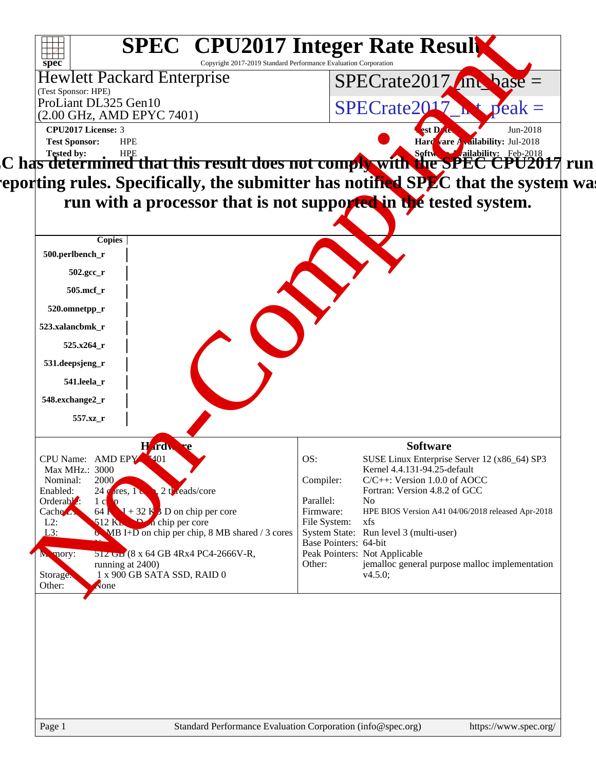# SPEC CPU2017 Integer Rate Result

Copyright 2017-2019 Standard Performance Evaluation Corporation

**Hewlett Packard Enterprise**
(Test Sponsor: HPE)
ProLiant DL325 Gen10
(2.00 GHz, AMD EPYC 7401)

SPECrate2017_int_base =

SPECrate2017_int_peak =

**CPU2017 License:** 3
**Test Sponsor:** HPE
**Tested by:** HPE

**Test Date:** Jun-2018
**Hardware Availability:** Jul-2018
**Software Availability:** Feb-2018

**SPEC has determined that this result does not comply with the SPEC CPU2017 run and reporting rules. Specifically, the submitter has notified SPEC that the system was run with a processor that is not supported in the tested system.**

| Copies | |
|---|---|
| 500.perlbench_r | |
| 502.gcc_r | |
| 505.mcf_r | |
| 520.omnetpp_r | |
| 523.xalancbmk_r | |
| 525.x264_r | |
| 531.deepsjeng_r | |
| 541.leela_r | |
| 548.exchange2_r | |
| 557.xz_r | |

## Hardware

| | |
|---|---|
| CPU Name: | AMD EPYC 7401 |
| Max MHz.: | 3000 |
| Nominal: | 2000 |
| Enabled: | 24 cores, 1 chip, 2 threads/core |
| Orderable: | 1 chip |
| Cache L1: | 64 KB I + 32 KB D on chip per core |
| L2: | 512 KB I+D on chip per core |
| L3: | 64 MB I+D on chip per chip, 8 MB shared / 3 cores |
| Other: | None |
| Memory: | 512 GB (8 x 64 GB 4Rx4 PC4-2666V-R, running at 2400) |
| Storage: | 1 x 900 GB SATA SSD, RAID 0 |
| Other: | None |

## Software

| | |
|---|---|
| OS: | SUSE Linux Enterprise Server 12 (x86_64) SP3 Kernel 4.4.131-94.25-default |
| Compiler: | C/C++: Version 1.0.0 of AOCC Fortran: Version 4.8.2 of GCC |
| Parallel: | No |
| Firmware: | HPE BIOS Version A41 04/06/2018 released Apr-2018 |
| File System: | xfs |
| System State: | Run level 3 (multi-user) |
| Base Pointers: | 64-bit |
| Peak Pointers: | Not Applicable |
| Other: | jemalloc general purpose malloc implementation v4.5.0; |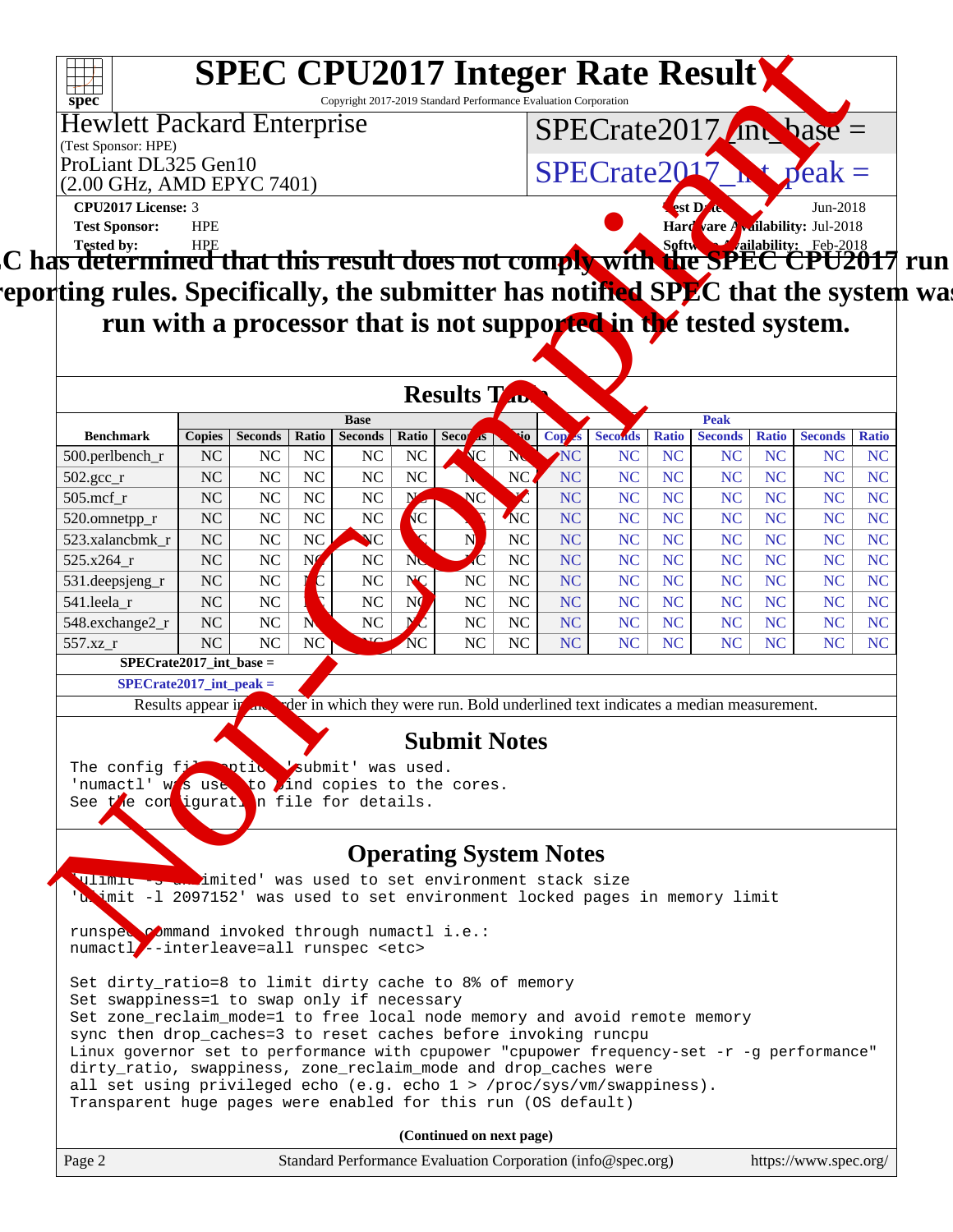# SPEC CPU2017 Integer Rate Result

Copyright 2017-2019 Standard Performance Evaluation Corporation

**Hewlett Packard Enterprise**
(Test Sponsor: HPE)
ProLiant DL325 Gen10
(2.00 GHz, AMD EPYC 7401)

SPECrate2017_int_base =

SPECrate2017_int_peak =

**CPU2017 License:** 3
**Test Sponsor:** HPE
**Tested by:** HPE

**Test Date:** Jun-2018
**Hardware Availability:** Jul-2018
**Software Availability:** Feb-2018

**SPEC has determined that this result does not comply with the SPEC CPU2017 run and reporting rules. Specifically, the submitter has notified SPEC that the system was run with a processor that is not supported in the tested system.**

## Results Table

| Benchmark | Base | | | | | | | Peak | | | | | | |
|---|---|---|---|---|---|---|---|---|---|---|---|---|---|---|
| | Copies | Seconds | Ratio | Seconds | Ratio | Seconds | Ratio | Copies | Seconds | Ratio | Seconds | Ratio | Seconds | Ratio |
| 500.perlbench_r | NC | NC | NC | NC | NC | NC | NC | NC | NC | NC | NC | NC | NC | NC |
| 502.gcc_r | NC | NC | NC | NC | NC | NC | NC | NC | NC | NC | NC | NC | NC | NC |
| 505.mcf_r | NC | NC | NC | NC | NC | NC | NC | NC | NC | NC | NC | NC | NC | NC |
| 520.omnetpp_r | NC | NC | NC | NC | NC | NC | NC | NC | NC | NC | NC | NC | NC | NC |
| 523.xalancbmk_r | NC | NC | NC | NC | NC | NC | NC | NC | NC | NC | NC | NC | NC | NC |
| 525.x264_r | NC | NC | NC | NC | NC | NC | NC | NC | NC | NC | NC | NC | NC | NC |
| 531.deepsjeng_r | NC | NC | NC | NC | NC | NC | NC | NC | NC | NC | NC | NC | NC | NC |
| 541.leela_r | NC | NC | NC | NC | NC | NC | NC | NC | NC | NC | NC | NC | NC | NC |
| 548.exchange2_r | NC | NC | NC | NC | NC | NC | NC | NC | NC | NC | NC | NC | NC | NC |
| 557.xz_r | NC | NC | NC | NC | NC | NC | NC | NC | NC | NC | NC | NC | NC | NC |

**SPECrate2017_int_base =**

**SPECrate2017_int_peak =**

Results appear in the order in which they were run. Bold underlined text indicates a median measurement.

## Submit Notes

```
The config file option 'submit' was used.
'numactl' was used to bind copies to the cores.
See the configuration file for details.
```

## Operating System Notes

```
'ulimit -s unlimited' was used to set environment stack size
'ulimit -l 2097152' was used to set environment locked pages in memory limit

runspec command invoked through numactl i.e.:
numactl --interleave=all runspec <etc>

Set dirty_ratio=8 to limit dirty cache to 8% of memory
Set swappiness=1 to swap only if necessary
Set zone_reclaim_mode=1 to free local node memory and avoid remote memory
sync then drop_caches=3 to reset caches before invoking runcpu
Linux governor set to performance with cpupower "cpupower frequency-set -r -g performance"
dirty_ratio, swappiness, zone_reclaim_mode and drop_caches were
all set using privileged echo (e.g. echo 1 > /proc/sys/vm/swappiness).
Transparent huge pages were enabled for this run (OS default)
```

**(Continued on next page)**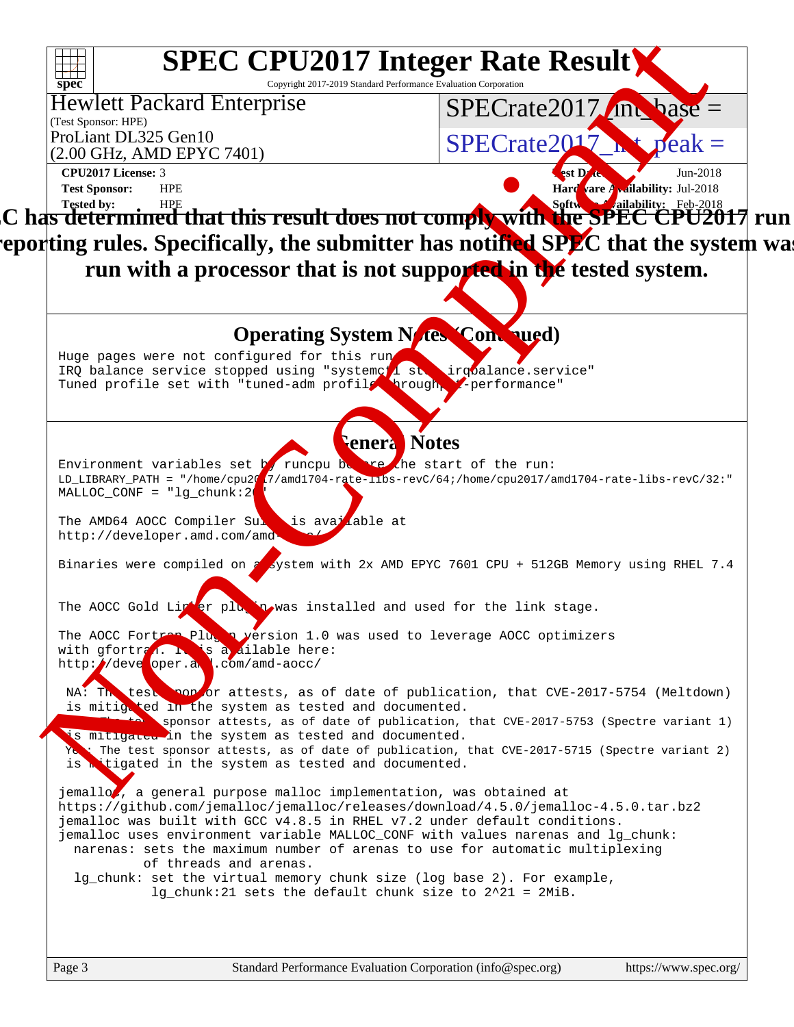# SPEC CPU2017 Integer Rate Result

Copyright 2017-2019 Standard Performance Evaluation Corporation

**Hewlett Packard Enterprise**
(Test Sponsor: HPE)
ProLiant DL325 Gen10
(2.00 GHz, AMD EPYC 7401)

SPECrate2017_int_base =
SPECrate2017_int_peak =

**CPU2017 License:** 3
**Test Sponsor:** HPE
**Tested by:** HPE

**Test Date:** Jun-2018
**Hardware Availability:** Jul-2018
**Software Availability:** Feb-2018

**SPEC has determined that this result does not comply with the SPEC CPU2017 run and reporting rules. Specifically, the submitter has notified SPEC that the system was run with a processor that is not supported in the tested system.**

## Operating System Notes (Continued)

```
Huge pages were not configured for this run
IRQ balance service stopped using "systemctl stop irqbalance.service"
Tuned profile set with "tuned-adm profile throughput-performance"
```

## General Notes

```
Environment variables set by runcpu before the start of the run:
LD_LIBRARY_PATH = "/home/cpu2017/amd1704-rate-libs-revC/64;/home/cpu2017/amd1704-rate-libs-revC/32:"
MALLOC_CONF = "lg_chunk:26"

The AMD64 AOCC Compiler Suite is available at
http://developer.amd.com/amd-aocc/

Binaries were compiled on a system with 2x AMD EPYC 7601 CPU + 512GB Memory using RHEL 7.4


The AOCC Gold Linker plugin was installed and used for the link stage.

The AOCC Fortran Plugin version 1.0 was used to leverage AOCC optimizers
with gfortran. It is available here:
http://developer.amd.com/amd-aocc/

 NA: The test sponsor attests, as of date of publication, that CVE-2017-5754 (Meltdown)
 is mitigated in the system as tested and documented.
 Yes: The test sponsor attests, as of date of publication, that CVE-2017-5753 (Spectre variant 1)
 is mitigated in the system as tested and documented.
 Yes: The test sponsor attests, as of date of publication, that CVE-2017-5715 (Spectre variant 2)
 is mitigated in the system as tested and documented.

jemalloc, a general purpose malloc implementation, was obtained at
https://github.com/jemalloc/jemalloc/releases/download/4.5.0/jemalloc-4.5.0.tar.bz2
jemalloc was built with GCC v4.8.5 in RHEL v7.2 under default conditions.
jemalloc uses environment variable MALLOC_CONF with values narenas and lg_chunk:
  narenas: sets the maximum number of arenas to use for automatic multiplexing
           of threads and arenas.
  lg_chunk: set the virtual memory chunk size (log base 2). For example,
            lg_chunk:21 sets the default chunk size to 2^21 = 2MiB.
```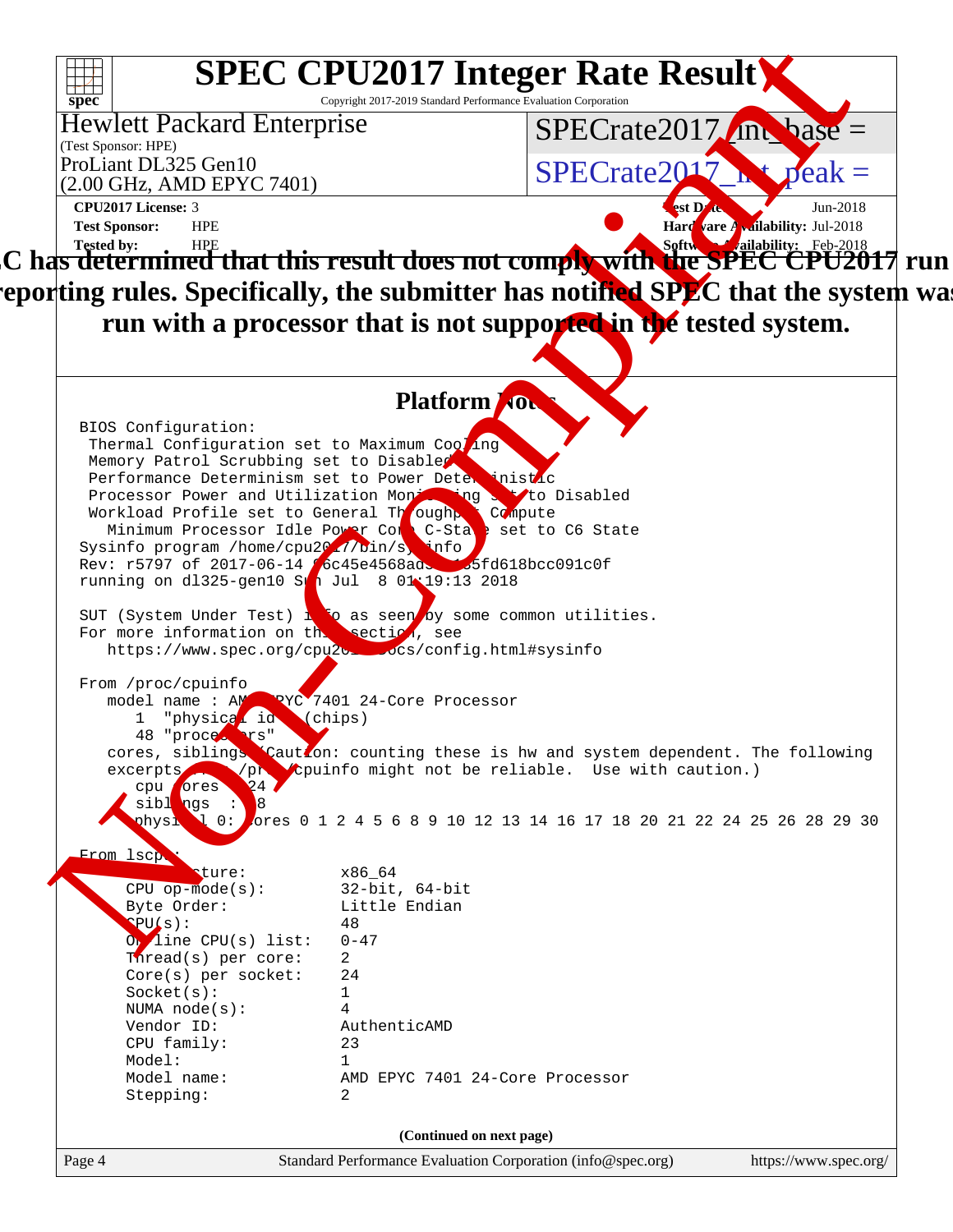# SPEC CPU2017 Integer Rate Result

Copyright 2017-2019 Standard Performance Evaluation Corporation

**Hewlett Packard Enterprise**
(Test Sponsor: HPE)
ProLiant DL325 Gen10
(2.00 GHz, AMD EPYC 7401)

SPECrate2017_int_base =

SPECrate2017_int_peak =

**CPU2017 License:** 3
**Test Sponsor:** HPE
**Tested by:** HPE

**Test Date:** Jun-2018
**Hardware Availability:** Jul-2018
**Software Availability:** Feb-2018

**SPEC has determined that this result does not comply with the SPEC CPU2017 run and reporting rules. Specifically, the submitter has notified SPEC that the system was run with a processor that is not supported in the tested system.**

## Platform Notes

```
BIOS Configuration:
 Thermal Configuration set to Maximum Cooling
 Memory Patrol Scrubbing set to Disabled
 Performance Determinism set to Power Deterministic
 Processor Power and Utilization Monitoring set to Disabled
 Workload Profile set to General Throughput Compute
    Minimum Processor Idle Power Core C-State set to C6 State
Sysinfo program /home/cpu2017/bin/sysinfo
Rev: r5797 of 2017-06-14 96c45e4568ad54c135fd618bcc091c0f
running on dl325-gen10 Sun Jul  8 01:19:13 2018

SUT (System Under Test) info as seen by some common utilities.
For more information on this section, see
   https://www.spec.org/cpu2017/Docs/config.html#sysinfo

From /proc/cpuinfo
   model name : AMD EPYC 7401 24-Core Processor
      1  "physical id"s (chips)
      48 "processors"
   cores, siblings (Caution: counting these is hw and system dependent. The following
   excerpts from /proc/cpuinfo might not be reliable.  Use with caution.)
      cpu cores : 24
      siblings  : 48
      physical 0: cores 0 1 2 4 5 6 8 9 10 12 13 14 16 17 18 20 21 22 24 25 26 28 29 30

From lscpu:
      Architecture:          x86_64
      CPU op-mode(s):        32-bit, 64-bit
      Byte Order:            Little Endian
      CPU(s):                48
      On-line CPU(s) list:   0-47
      Thread(s) per core:    2
      Core(s) per socket:    24
      Socket(s):             1
      NUMA node(s):          4
      Vendor ID:             AuthenticAMD
      CPU family:            23
      Model:                 1
      Model name:            AMD EPYC 7401 24-Core Processor
      Stepping:              2
```

(Continued on next page)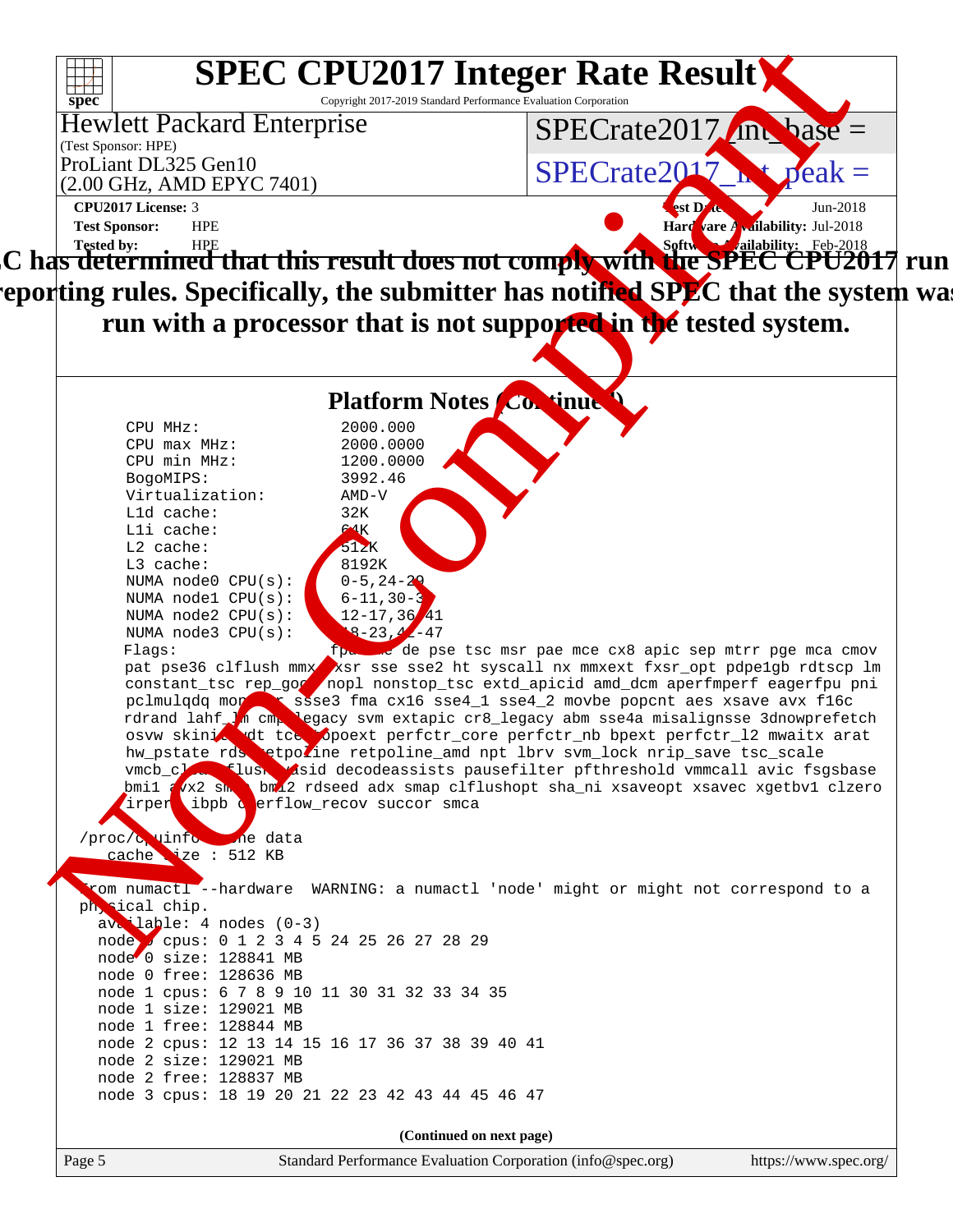# SPEC CPU2017 Integer Rate Result

Copyright 2017-2019 Standard Performance Evaluation Corporation

**Hewlett Packard Enterprise**
(Test Sponsor: HPE)
ProLiant DL325 Gen10
(2.00 GHz, AMD EPYC 7401)

SPECrate2017_int_base =

SPECrate2017_int_peak =

**CPU2017 License:** 3
**Test Sponsor:** HPE
**Tested by:** HPE

**Test Date:** Jun-2018
**Hardware Availability:** Jul-2018
**Software Availability:** Feb-2018

**SPEC has determined that this result does not comply with the SPEC CPU2017 run and reporting rules. Specifically, the submitter has notified SPEC that the system was run with a processor that is not supported in the tested system.**

## Platform Notes (Continued)

```
     CPU MHz:               2000.000
     CPU max MHz:           2000.0000
     CPU min MHz:           1200.0000
     BogoMIPS:              3992.46
     Virtualization:        AMD-V
     L1d cache:             32K
     L1i cache:             64K
     L2 cache:              512K
     L3 cache:              8192K
     NUMA node0 CPU(s):     0-5,24-29
     NUMA node1 CPU(s):     6-11,30-35
     NUMA node2 CPU(s):     12-17,36-41
     NUMA node3 CPU(s):     18-23,42-47
     Flags:                 fpu vme de pse tsc msr pae mce cx8 apic sep mtrr pge mca cmov
     pat pse36 clflush mmx fxsr sse sse2 ht syscall nx mmxext fxsr_opt pdpe1gb rdtscp lm
     constant_tsc rep_good nopl nonstop_tsc extd_apicid amd_dcm aperfmperf eagerfpu pni
     pclmulqdq monitor ssse3 fma cx16 sse4_1 sse4_2 movbe popcnt aes xsave avx f16c
     rdrand lahf_lm cmp_legacy svm extapic cr8_legacy abm sse4a misalignsse 3dnowprefetch
     osvw skinit wdt tce topoext perfctr_core perfctr_nb bpext perfctr_l2 mwaitx arat
     hw_pstate rds retpoline retpoline_amd npt lbrv svm_lock nrip_save tsc_scale
     vmcb_clean flushbyasid decodeassists pausefilter pfthreshold vmmcall avic fsgsbase
     bmi1 avx2 smep bmi2 rdseed adx smap clflushopt sha_ni xsaveopt xsavec xgetbv1 clzero
     irperf ibpb overflow_recov succor smca

 /proc/cpuinfo cache data
    cache size : 512 KB

 From numactl --hardware  WARNING: a numactl 'node' might or might not correspond to a
 physical chip.
   available: 4 nodes (0-3)
   node 0 cpus: 0 1 2 3 4 5 24 25 26 27 28 29
   node 0 size: 128841 MB
   node 0 free: 128636 MB
   node 1 cpus: 6 7 8 9 10 11 30 31 32 33 34 35
   node 1 size: 129021 MB
   node 1 free: 128844 MB
   node 2 cpus: 12 13 14 15 16 17 36 37 38 39 40 41
   node 2 size: 129021 MB
   node 2 free: 128837 MB
   node 3 cpus: 18 19 20 21 22 23 42 43 44 45 46 47
```

**(Continued on next page)**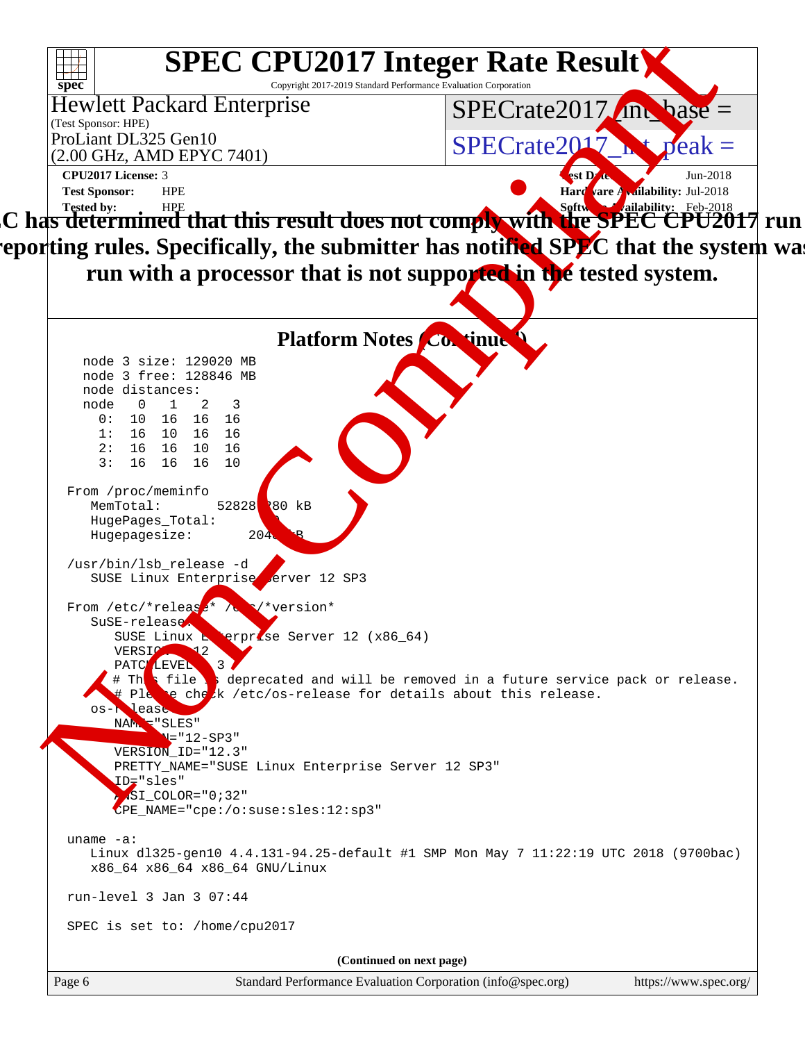# SPEC CPU2017 Integer Rate Result

Copyright 2017-2019 Standard Performance Evaluation Corporation

**Hewlett Packard Enterprise**
(Test Sponsor: HPE)
ProLiant DL325 Gen10
(2.00 GHz, AMD EPYC 7401)

SPECrate2017_int_base =

SPECrate2017_int_peak =

**CPU2017 License:** 3
**Test Sponsor:** HPE
**Tested by:** HPE

**Test Date:** Jun-2018
**Hardware Availability:** Jul-2018
**Software Availability:** Feb-2018

**SPEC has determined that this result does not comply with the SPEC CPU2017 run and reporting rules. Specifically, the submitter has notified SPEC that the system was run with a processor that is not supported in the tested system.**

## Platform Notes (Continued)

```
  node 3 size: 129020 MB
  node 3 free: 128846 MB
  node distances:
  node   0   1   2   3
    0:  10  16  16  16
    1:  16  10  16  16
    2:  16  16  10  16
    3:  16  16  16  10

From /proc/meminfo
   MemTotal:       528283280 kB
   HugePages_Total:       0
   Hugepagesize:       2048 kB

/usr/bin/lsb_release -d
   SUSE Linux Enterprise Server 12 SP3

From /etc/*release* /etc/*version*
   SuSE-release:
      SUSE Linux Enterprise Server 12 (x86_64)
      VERSION = 12
      PATCHLEVEL = 3
      # This file is deprecated and will be removed in a future service pack or release.
      # Please check /etc/os-release for details about this release.
   os-release:
      NAME="SLES"
      VERSION="12-SP3"
      VERSION_ID="12.3"
      PRETTY_NAME="SUSE Linux Enterprise Server 12 SP3"
      ID="sles"
      ANSI_COLOR="0;32"
      CPE_NAME="cpe:/o:suse:sles:12:sp3"

uname -a:
   Linux dl325-gen10 4.4.131-94.25-default #1 SMP Mon May 7 11:22:19 UTC 2018 (9700bac)
   x86_64 x86_64 x86_64 GNU/Linux

run-level 3 Jan 3 07:44

SPEC is set to: /home/cpu2017
```

(Continued on next page)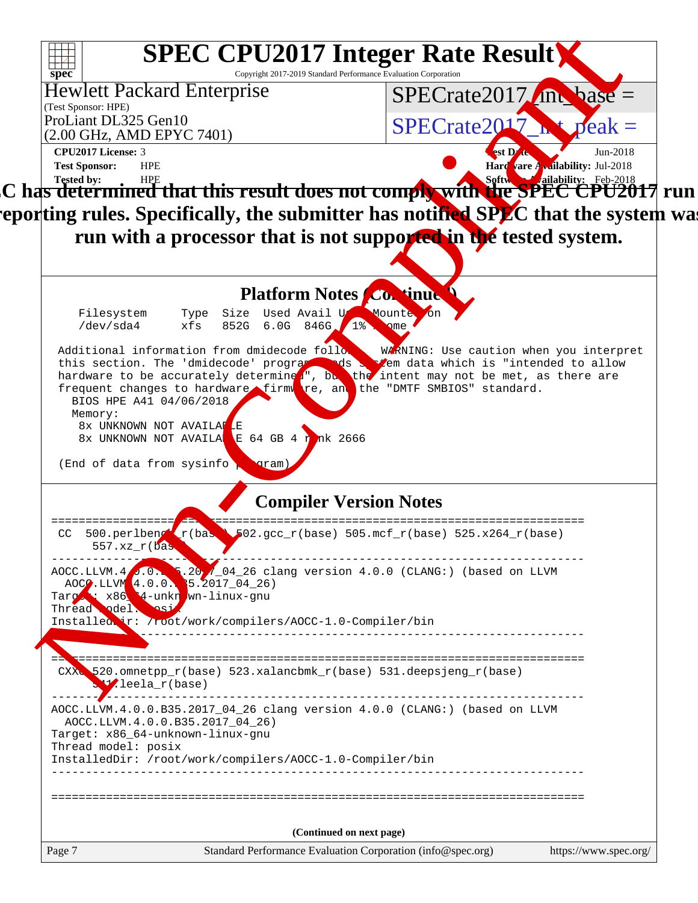# SPEC CPU2017 Integer Rate Result

Copyright 2017-2019 Standard Performance Evaluation Corporation

**Hewlett Packard Enterprise**
(Test Sponsor: HPE)
ProLiant DL325 Gen10
(2.00 GHz, AMD EPYC 7401)

SPECrate2017_int_base =

SPECrate2017_int_peak =

**CPU2017 License:** 3
**Test Sponsor:** HPE
**Tested by:** HPE

**Test Date:** Jun-2018
**Hardware Availability:** Jul-2018
**Software Availability:** Feb-2018

**SPEC has determined that this result does not comply with the SPEC CPU2017 run and reporting rules. Specifically, the submitter has notified SPEC that the system was run with a processor that is not supported in the tested system.**

## Platform Notes (Continued)

```
    Filesystem     Type  Size  Used Avail Use% Mounted on
    /dev/sda4      xfs   852G  6.0G  846G   1% /home

  Additional information from dmidecode follows.  WARNING: Use caution when you interpret
  this section. The 'dmidecode' program reads system data which is "intended to allow
  hardware to be accurately determined", but the intent may not be met, as there are
  frequent changes to hardware, firmware, and the "DMTF SMBIOS" standard.
    BIOS HPE A41 04/06/2018
    Memory:
     8x UNKNOWN NOT AVAILABLE
     8x UNKNOWN NOT AVAILABLE 64 GB 4 rank 2666

  (End of data from sysinfo program)
```

## Compiler Version Notes

```
==============================================================================
 CC  500.perlbench_r(base) 502.gcc_r(base) 505.mcf_r(base) 525.x264_r(base)
      557.xz_r(base)
------------------------------------------------------------------------------
AOCC.LLVM.4.0.0.B35.2017_04_26 clang version 4.0.0 (CLANG:) (based on LLVM
  AOCC.LLVM.4.0.0.B35.2017_04_26)
Target: x86_64-unknown-linux-gnu
Thread model: posix
InstalledDir: /root/work/compilers/AOCC-1.0-Compiler/bin
------------------------------------------------------------------------------

==============================================================================
 CXXC 520.omnetpp_r(base) 523.xalancbmk_r(base) 531.deepsjeng_r(base)
      541.leela_r(base)
------------------------------------------------------------------------------
AOCC.LLVM.4.0.0.B35.2017_04_26 clang version 4.0.0 (CLANG:) (based on LLVM
  AOCC.LLVM.4.0.0.B35.2017_04_26)
Target: x86_64-unknown-linux-gnu
Thread model: posix
InstalledDir: /root/work/compilers/AOCC-1.0-Compiler/bin
------------------------------------------------------------------------------

==============================================================================
```

**(Continued on next page)**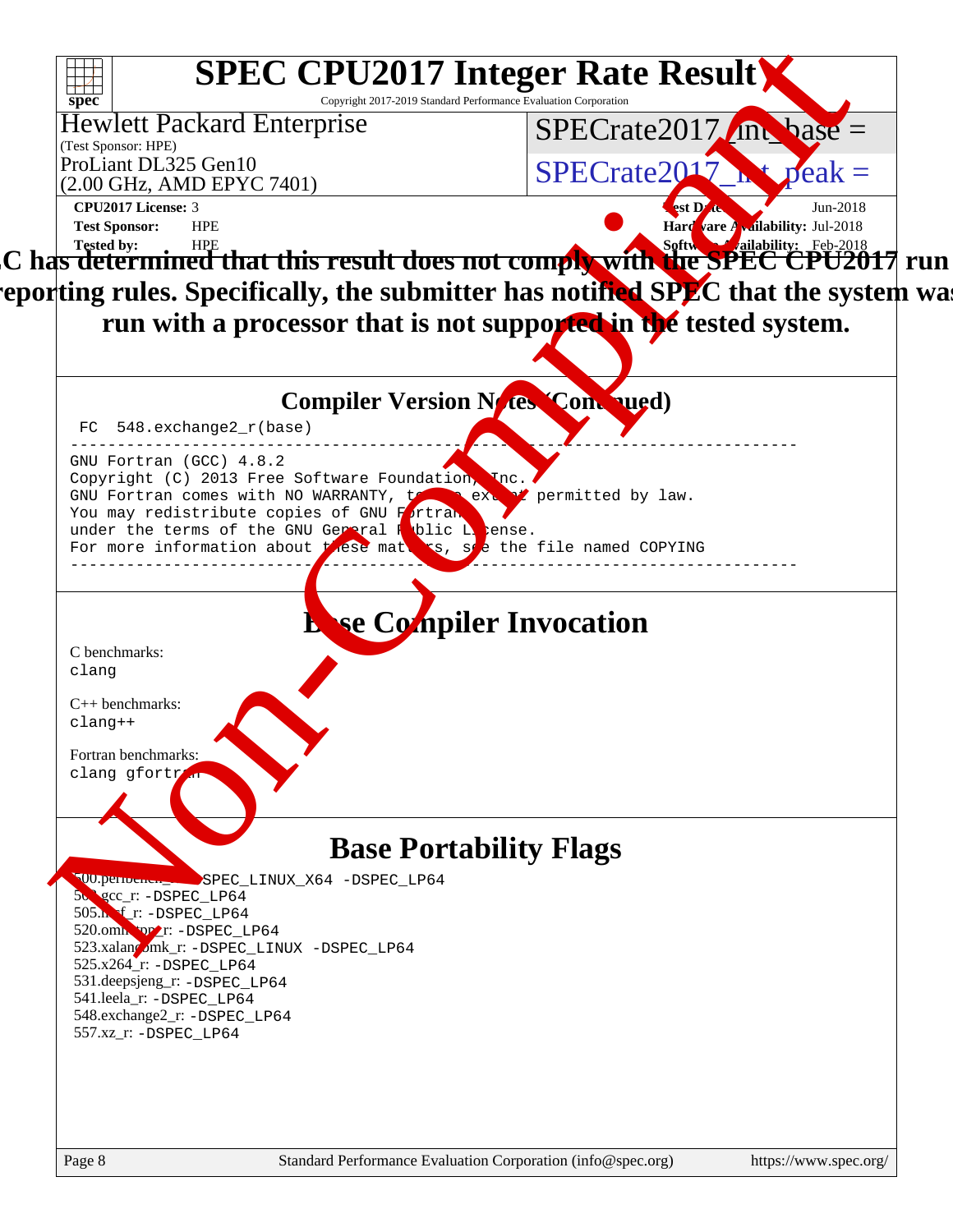**SPEC has determined that this result does not comply with the SPEC CPU2017 run and reporting rules. Specifically, the submitter has notified SPEC that the system was run with a processor that is not supported in the tested system.**

## Compiler Version Notes (Continued)

```
FC  548.exchange2_r(base)
------------------------------------------------------------------------------
GNU Fortran (GCC) 4.8.2
Copyright (C) 2013 Free Software Foundation, Inc.
GNU Fortran comes with NO WARRANTY, to the extent permitted by law.
You may redistribute copies of GNU Fortran
under the terms of the GNU General Public License.
For more information about these matters, see the file named COPYING
------------------------------------------------------------------------------
```

## Base Compiler Invocation

C benchmarks:
`clang`

C++ benchmarks:
`clang++`

Fortran benchmarks:
`clang gfortran`

## Base Portability Flags

500.perlbench_r: `-DSPEC_LINUX_X64 -DSPEC_LP64`
502.gcc_r: `-DSPEC_LP64`
505.mcf_r: `-DSPEC_LP64`
520.omnetpp_r: `-DSPEC_LP64`
523.xalancbmk_r: `-DSPEC_LINUX -DSPEC_LP64`
525.x264_r: `-DSPEC_LP64`
531.deepsjeng_r: `-DSPEC_LP64`
541.leela_r: `-DSPEC_LP64`
548.exchange2_r: `-DSPEC_LP64`
557.xz_r: `-DSPEC_LP64`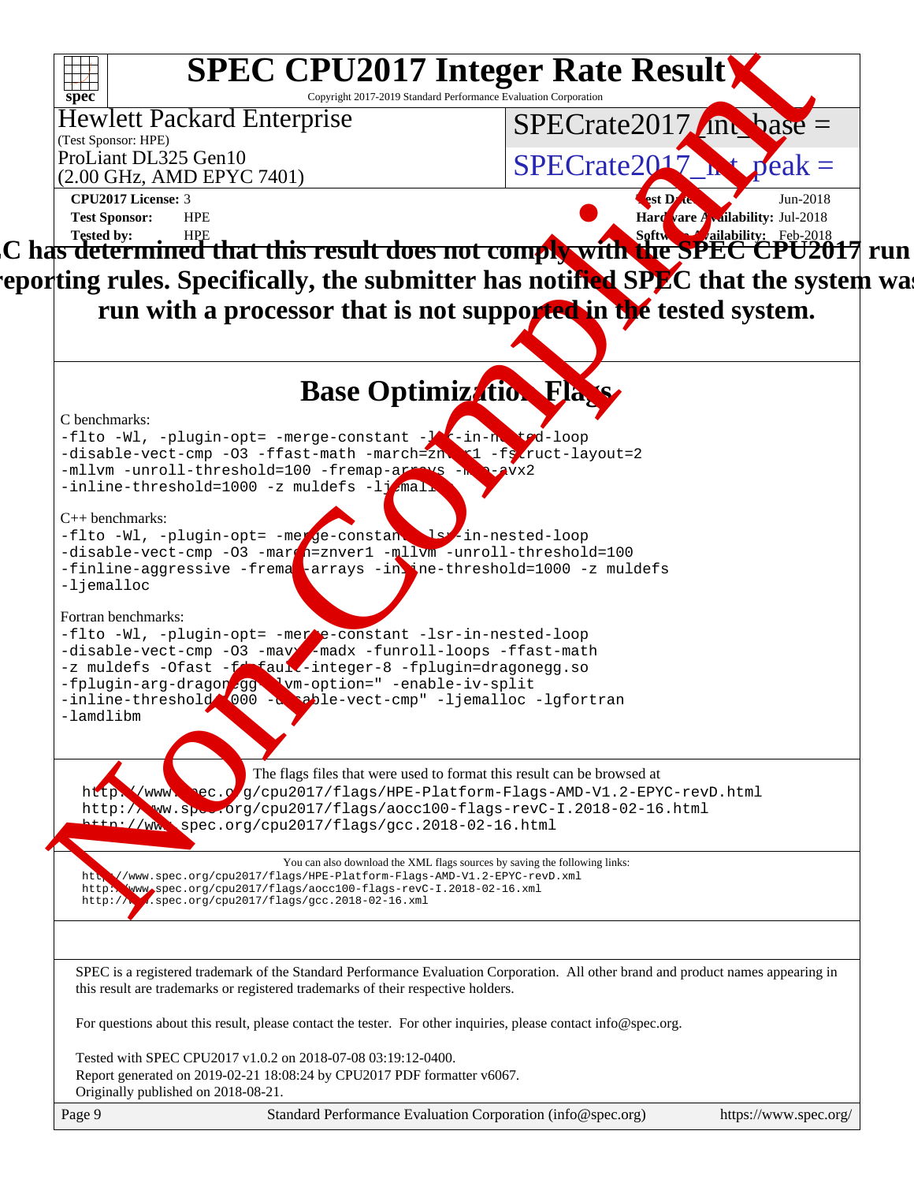# SPEC CPU2017 Integer Rate Result

Copyright 2017-2019 Standard Performance Evaluation Corporation

Hewlett Packard Enterprise
(Test Sponsor: HPE)
ProLiant DL325 Gen10
(2.00 GHz, AMD EPYC 7401)

SPECrate2017_int_base =

SPECrate2017_int_peak =

**CPU2017 License:** 3
**Test Sponsor:** HPE
**Tested by:** HPE

**Test Date:** Jun-2018
**Hardware Availability:** Jul-2018
**Software Availability:** Feb-2018

**SPEC has determined that this result does not comply with the SPEC CPU2017 run and reporting rules. Specifically, the submitter has notified SPEC that the system was run with a processor that is not supported in the tested system.**

## Base Optimization Flags

C benchmarks:

```
-flto -Wl, -plugin-opt= -merge-constant -lsr-in-nested-loop
-disable-vect-cmp -O3 -ffast-math -march=znver1 -fstruct-layout=2
-mllvm -unroll-threshold=100 -fremap-arrays -mno-avx2
-inline-threshold=1000 -z muldefs -ljemalloc
```

C++ benchmarks:

```
-flto -Wl, -plugin-opt= -merge-constant -lsr-in-nested-loop
-disable-vect-cmp -O3 -march=znver1 -mllvm -unroll-threshold=100
-finline-aggressive -fremap-arrays -inline-threshold=1000 -z muldefs
-ljemalloc
```

Fortran benchmarks:

```
-flto -Wl, -plugin-opt= -merge-constant -lsr-in-nested-loop
-disable-vect-cmp -O3 -mavx2 -madx -funroll-loops -ffast-math
-z muldefs -Ofast -fdefault-integer-8 -fplugin=dragonegg.so
-fplugin-arg-dragonegg-llvm-option=" -enable-iv-split
-inline-threshold:1000 -disable-vect-cmp" -ljemalloc -lgfortran
-lamdlibm
```

The flags files that were used to format this result can be browsed at

http://www.spec.org/cpu2017/flags/HPE-Platform-Flags-AMD-V1.2-EPYC-revD.html
http://www.spec.org/cpu2017/flags/aocc100-flags-revC-I.2018-02-16.html
http://www.spec.org/cpu2017/flags/gcc.2018-02-16.html

You can also download the XML flags sources by saving the following links:

http://www.spec.org/cpu2017/flags/HPE-Platform-Flags-AMD-V1.2-EPYC-revD.xml
http://www.spec.org/cpu2017/flags/aocc100-flags-revC-I.2018-02-16.xml
http://www.spec.org/cpu2017/flags/gcc.2018-02-16.xml

SPEC is a registered trademark of the Standard Performance Evaluation Corporation. All other brand and product names appearing in this result are trademarks or registered trademarks of their respective holders.

For questions about this result, please contact the tester. For other inquiries, please contact info@spec.org.

Tested with SPEC CPU2017 v1.0.2 on 2018-07-08 03:19:12-0400.
Report generated on 2019-02-21 18:08:24 by CPU2017 PDF formatter v6067.
Originally published on 2018-08-21.